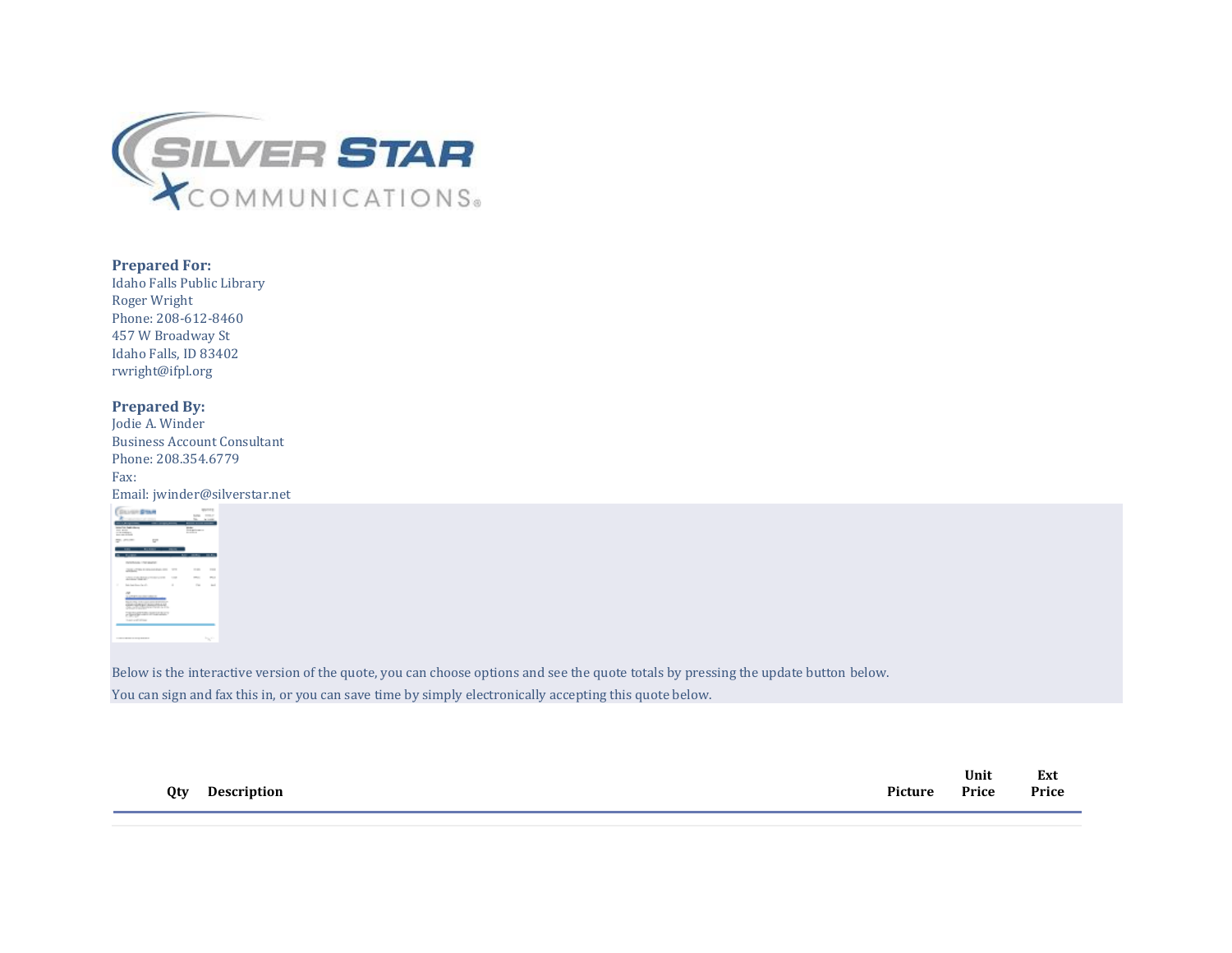**Prepared For:**
Idaho Falls Public Library
Roger Wright
Phone: 208-612-8460
457 W Broadway St
Idaho Falls, ID 83402
rwright@ifpl.org

**Prepared By:**
Jodie A. Winder
Business Account Consultant
Phone: 208.354.6779
Fax:
Email: jwinder@silverstar.net

Below is the interactive version of the quote, you can choose options and see the quote totals by pressing the update button below.
You can sign and fax this in, or you can save time by simply electronically accepting this quote below.

| Qty | Description | Picture | Unit Price | Ext Price |
|---|---|---|---|---|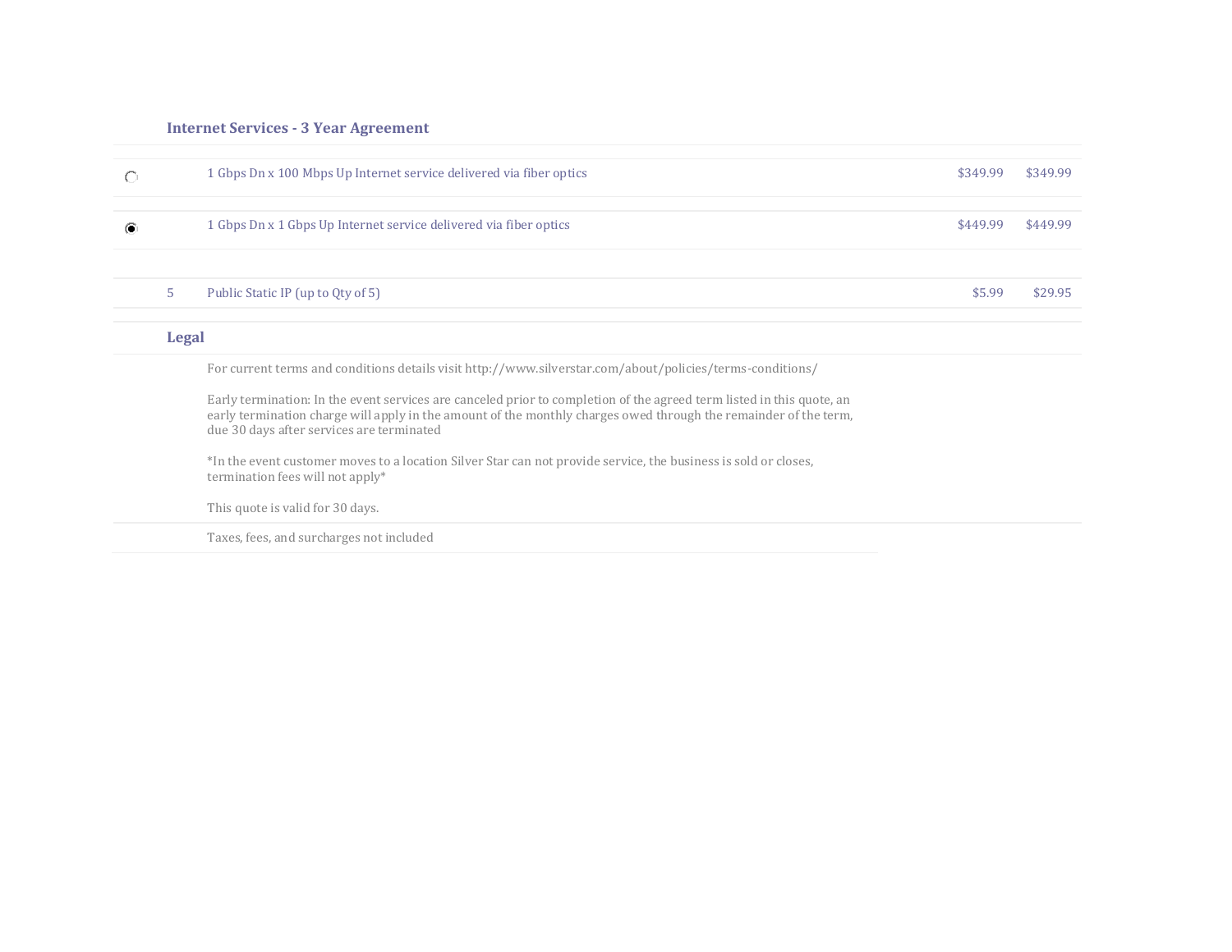## Internet Services - 3 Year Agreement

| | | | | |
|---|---|---|---|---|
| ○ | | 1 Gbps Dn x 100 Mbps Up Internet service delivered via fiber optics | $349.99 | $349.99 |
| ● | | 1 Gbps Dn x 1 Gbps Up Internet service delivered via fiber optics | $449.99 | $449.99 |
| | 5 | Public Static IP (up to Qty of 5) | $5.99 | $29.95 |

## Legal

For current terms and conditions details visit http://www.silverstar.com/about/policies/terms-conditions/

Early termination: In the event services are canceled prior to completion of the agreed term listed in this quote, an early termination charge will apply in the amount of the monthly charges owed through the remainder of the term, due 30 days after services are terminated

*In the event customer moves to a location Silver Star can not provide service, the business is sold or closes, termination fees will not apply*

This quote is valid for 30 days.

Taxes, fees, and surcharges not included